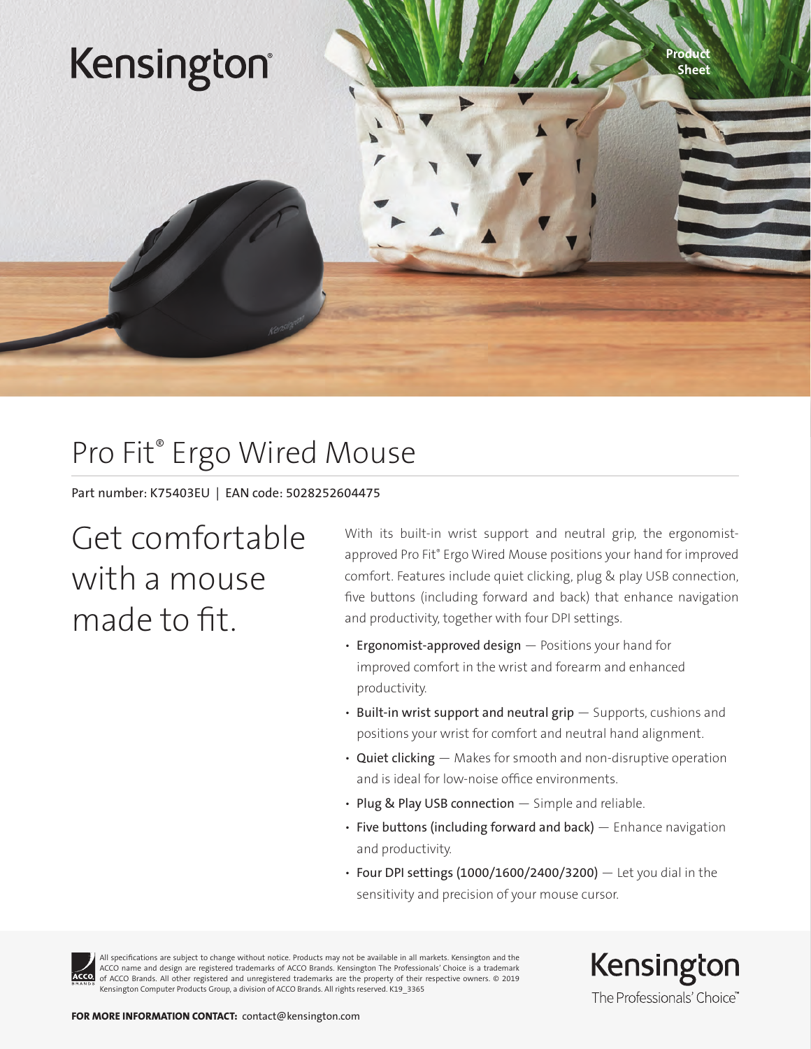Kensington®

Product Sheet

# Pro Fit® Ergo Wired Mouse

Part number: K75403EU | EAN code: 5028252604475

## Get comfortable with a mouse made to fit.

With its built-in wrist support and neutral grip, the ergonomist-approved Pro Fit® Ergo Wired Mouse positions your hand for improved comfort. Features include quiet clicking, plug & play USB connection, five buttons (including forward and back) that enhance navigation and productivity, together with four DPI settings.

- Ergonomist-approved design — Positions your hand for improved comfort in the wrist and forearm and enhanced productivity.
- Built-in wrist support and neutral grip — Supports, cushions and positions your wrist for comfort and neutral hand alignment.
- Quiet clicking — Makes for smooth and non-disruptive operation and is ideal for low-noise office environments.
- Plug & Play USB connection — Simple and reliable.
- Five buttons (including forward and back) — Enhance navigation and productivity.
- Four DPI settings (1000/1600/2400/3200) — Let you dial in the sensitivity and precision of your mouse cursor.

All specifications are subject to change without notice. Products may not be available in all markets. Kensington and the ACCO name and design are registered trademarks of ACCO Brands. Kensington The Professionals' Choice is a trademark of ACCO Brands. All other registered and unregistered trademarks are the property of their respective owners. © 2019 Kensington Computer Products Group, a division of ACCO Brands. All rights reserved. K19_3365

Kensington

The Professionals' Choice™

**FOR MORE INFORMATION CONTACT:** contact@kensington.com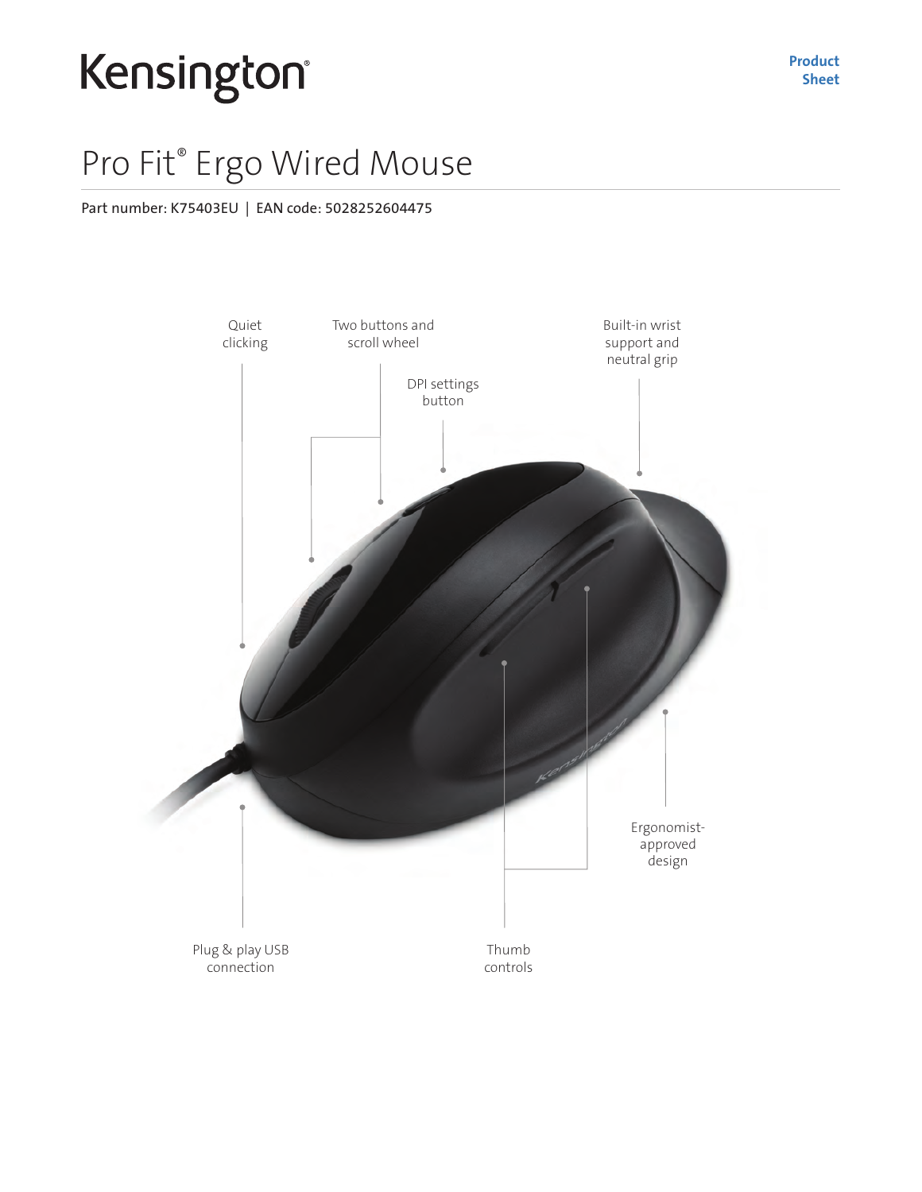Kensington

Product Sheet

# Pro Fit® Ergo Wired Mouse

Part number: K75403EU | EAN code: 5028252604475

Quiet clicking

Two buttons and scroll wheel

DPI settings button

Built-in wrist support and neutral grip

Ergonomist-approved design

Plug & play USB connection

Thumb controls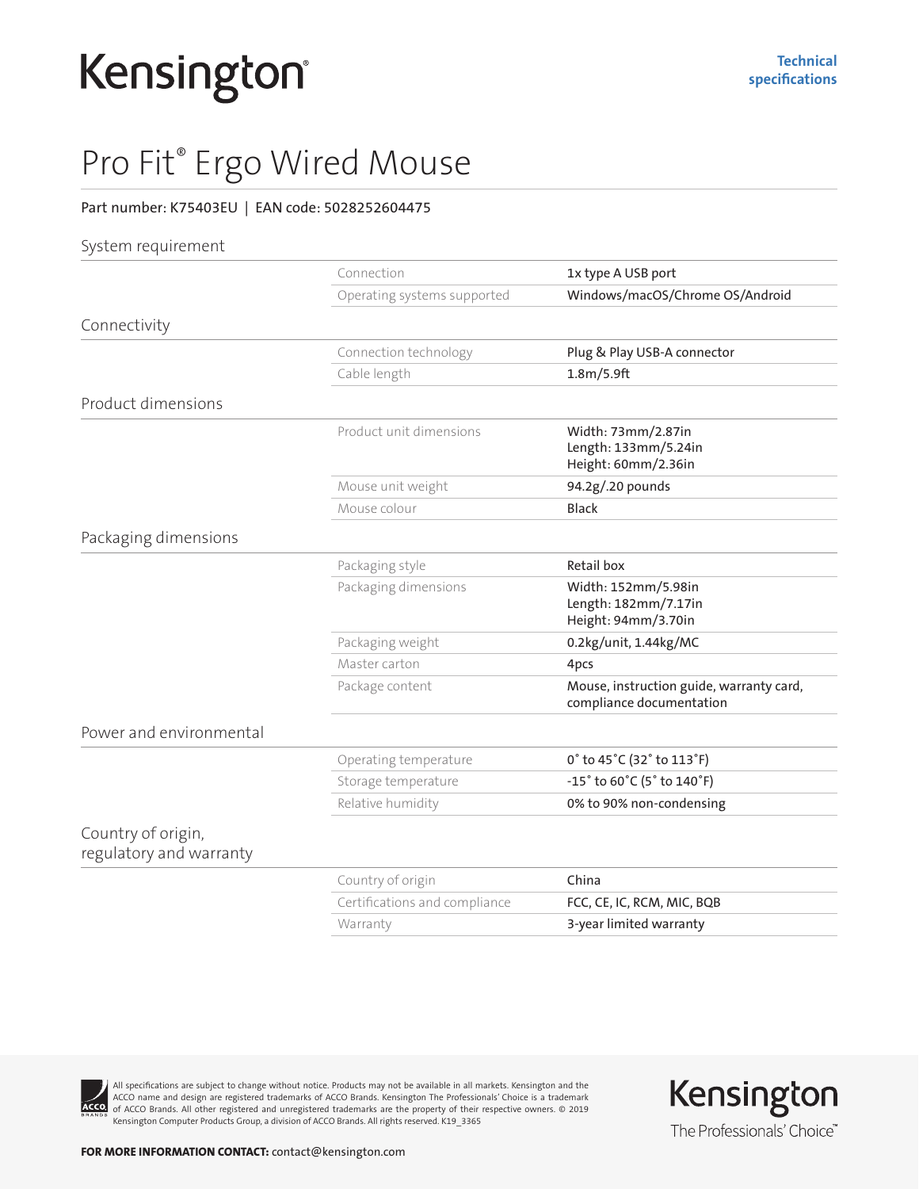# Pro Fit® Ergo Wired Mouse

Part number: K75403EU | EAN code: 5028252604475

## System requirement

| | |
|---|---|
| Connection | 1x type A USB port |
| Operating systems supported | Windows/macOS/Chrome OS/Android |

## Connectivity

| | |
|---|---|
| Connection technology | Plug & Play USB-A connector |
| Cable length | 1.8m/5.9ft |

## Product dimensions

| | |
|---|---|
| Product unit dimensions | Width: 73mm/2.87in<br>Length: 133mm/5.24in<br>Height: 60mm/2.36in |
| Mouse unit weight | 94.2g/.20 pounds |
| Mouse colour | Black |

## Packaging dimensions

| | |
|---|---|
| Packaging style | Retail box |
| Packaging dimensions | Width: 152mm/5.98in<br>Length: 182mm/7.17in<br>Height: 94mm/3.70in |
| Packaging weight | 0.2kg/unit, 1.44kg/MC |
| Master carton | 4pcs |
| Package content | Mouse, instruction guide, warranty card, compliance documentation |

## Power and environmental

| | |
|---|---|
| Operating temperature | 0˚ to 45˚C (32˚ to 113˚F) |
| Storage temperature | -15˚ to 60˚C (5˚ to 140˚F) |
| Relative humidity | 0% to 90% non-condensing |

## Country of origin, regulatory and warranty

| | |
|---|---|
| Country of origin | China |
| Certifications and compliance | FCC, CE, IC, RCM, MIC, BQB |
| Warranty | 3-year limited warranty |

All specifications are subject to change without notice. Products may not be available in all markets. Kensington and the ACCO name and design are registered trademarks of ACCO Brands. Kensington The Professionals' Choice is a trademark of ACCO Brands. All other registered and unregistered trademarks are the property of their respective owners. © 2019 Kensington Computer Products Group, a division of ACCO Brands. All rights reserved. K19_3365

Kensington The Professionals' Choice™

**FOR MORE INFORMATION CONTACT:** contact@kensington.com